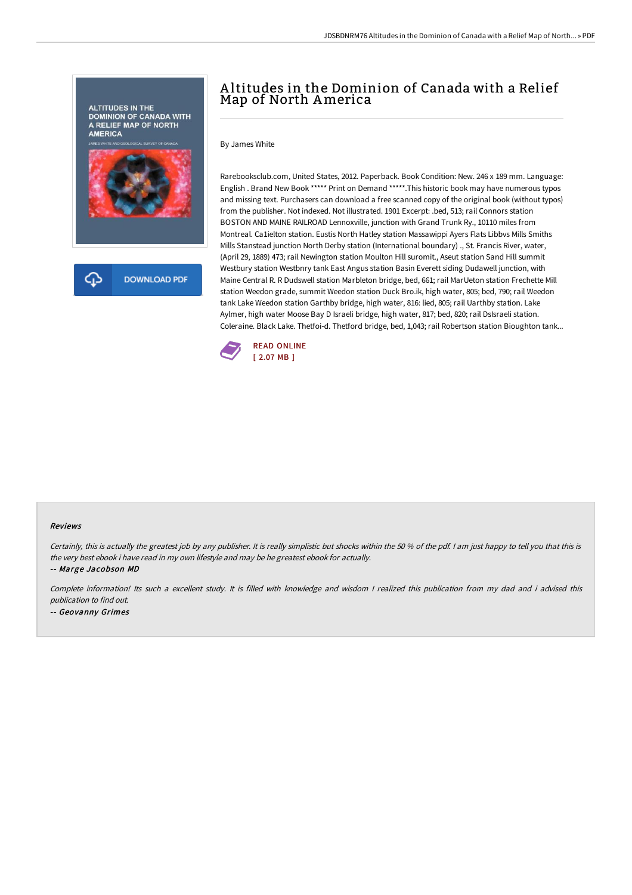# Altitudes in the Dominion of Canada with a Relief Map of North America

By James White

Rarebooksclub.com, United States, 2012. Paperback. Book Condition: New. 246 x 189 mm. Language: English . Brand New Book ***** Print on Demand *****.This historic book may have numerous typos and missing text. Purchasers can download a free scanned copy of the original book (without typos) from the publisher. Not indexed. Not illustrated. 1901 Excerpt: .bed, 513; rail Connors station BOSTON AND MAINE RAILROAD Lennoxville, junction with Grand Trunk Ry., 10110 miles from Montreal. Ca1ielton station. Eustis North Hatley station Massawippi Ayers Flats Libbvs Mills Smiths Mills Stanstead junction North Derby station (International boundary) ., St. Francis River, water, (April 29, 1889) 473; rail Newington station Moulton Hill suromit., Aseut station Sand Hill summit Westbury station Westbnry tank East Angus station Basin Everett siding Dudawell junction, with Maine Central R. R Dudswell station Marbleton bridge, bed, 661; rail MarUeton station Frechette Mill station Weedon grade, summit Weedon station Duck Bro.ik, high water, 805; bed, 790; rail Weedon tank Lake Weedon station Garthby bridge, high water, 816: lied, 805; rail Uarthby station. Lake Aylmer, high water Moose Bay D Israeli bridge, high water, 817; bed, 820; rail DsIsraeli station. Coleraine. Black Lake. Thetfoi-d. Thetford bridge, bed, 1,043; rail Robertson station Bioughton tank...

READ ONLINE
[ 2.07 MB ]

DOWNLOAD PDF

## Reviews

*Certainly, this is actually the greatest job by any publisher. It is really simplistic but shocks within the 50 % of the pdf. I am just happy to tell you that this is the very best ebook i have read in my own lifestyle and may be he greatest ebook for actually.*

-- *Marge Jacobson MD*

*Complete information! Its such a excellent study. It is filled with knowledge and wisdom I realized this publication from my dad and i advised this publication to find out.*

-- *Geovanny Grimes*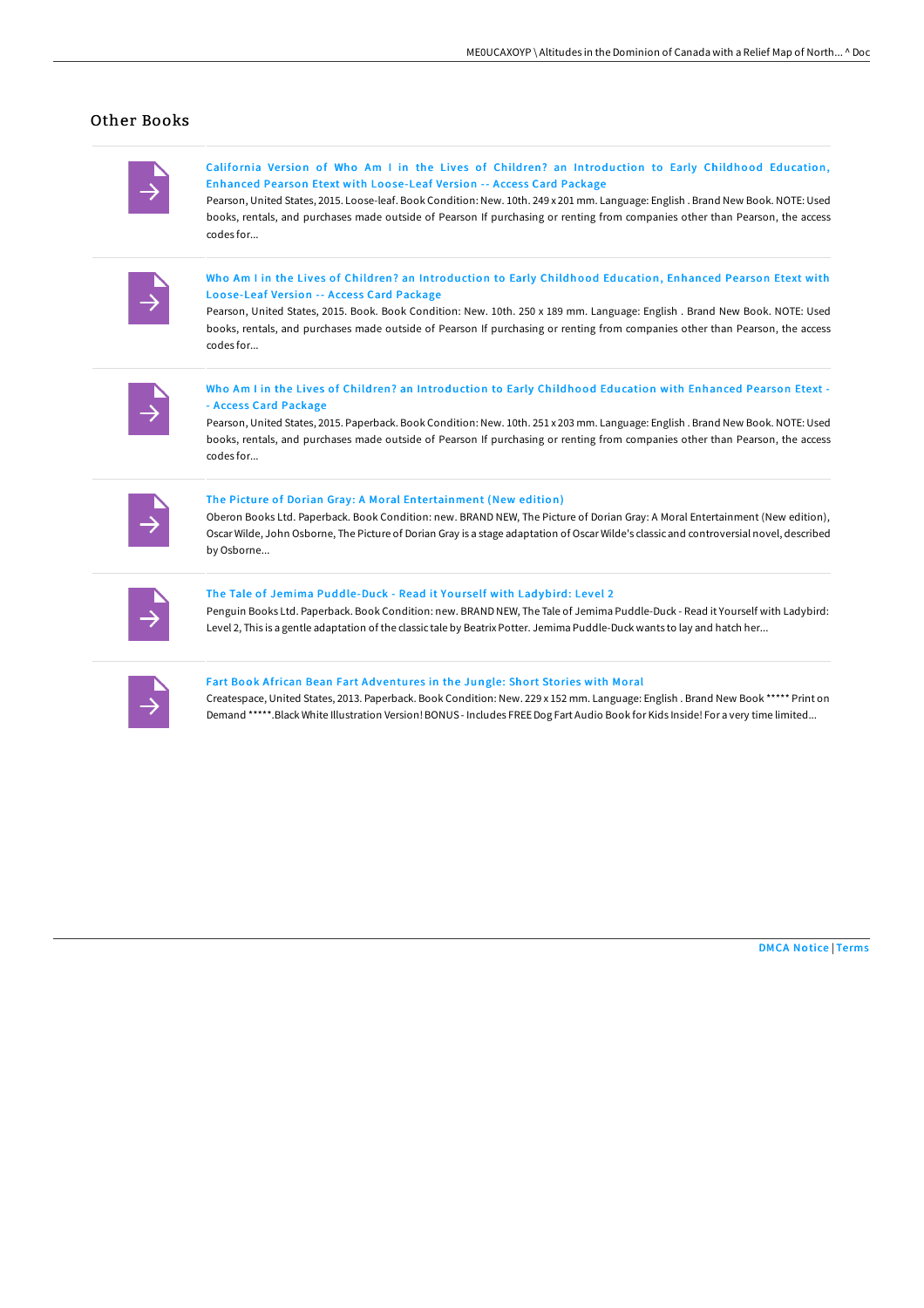## Other Books

**California Version of Who Am I in the Lives of Children? an Introduction to Early Childhood Education, Enhanced Pearson Etext with Loose-Leaf Version -- Access Card Package**

Pearson, United States, 2015. Loose-leaf. Book Condition: New. 10th. 249 x 201 mm. Language: English . Brand New Book. NOTE: Used books, rentals, and purchases made outside of Pearson If purchasing or renting from companies other than Pearson, the access codes for...

**Who Am I in the Lives of Children? an Introduction to Early Childhood Education, Enhanced Pearson Etext with Loose-Leaf Version -- Access Card Package**

Pearson, United States, 2015. Book. Book Condition: New. 10th. 250 x 189 mm. Language: English . Brand New Book. NOTE: Used books, rentals, and purchases made outside of Pearson If purchasing or renting from companies other than Pearson, the access codes for...

**Who Am I in the Lives of Children? an Introduction to Early Childhood Education with Enhanced Pearson Etext -- Access Card Package**

Pearson, United States, 2015. Paperback. Book Condition: New. 10th. 251 x 203 mm. Language: English . Brand New Book. NOTE: Used books, rentals, and purchases made outside of Pearson If purchasing or renting from companies other than Pearson, the access codes for...

**The Picture of Dorian Gray: A Moral Entertainment (New edition)**

Oberon Books Ltd. Paperback. Book Condition: new. BRAND NEW, The Picture of Dorian Gray: A Moral Entertainment (New edition), Oscar Wilde, John Osborne, The Picture of Dorian Gray is a stage adaptation of Oscar Wilde's classic and controversial novel, described by Osborne...

**The Tale of Jemima Puddle-Duck - Read it Yourself with Ladybird: Level 2**

Penguin Books Ltd. Paperback. Book Condition: new. BRAND NEW, The Tale of Jemima Puddle-Duck - Read it Yourself with Ladybird: Level 2, This is a gentle adaptation of the classic tale by Beatrix Potter. Jemima Puddle-Duck wants to lay and hatch her...

**Fart Book African Bean Fart Adventures in the Jungle: Short Stories with Moral**

Createspace, United States, 2013. Paperback. Book Condition: New. 229 x 152 mm. Language: English . Brand New Book ***** Print on Demand *****.Black White Illustration Version! BONUS - Includes FREE Dog Fart Audio Book for Kids Inside! For a very time limited...

DMCA Notice | Terms